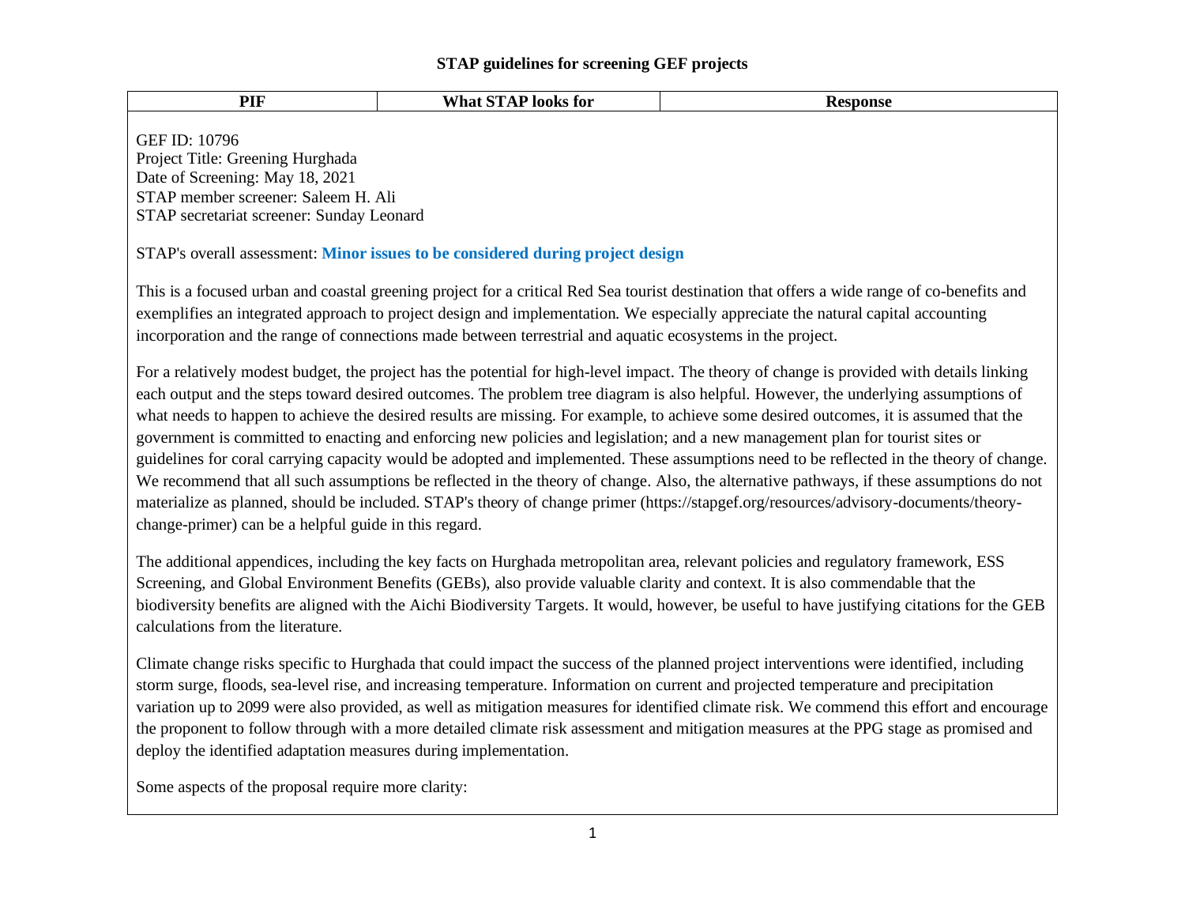# STAP guidelines for screening GEF projects

| PIF | What STAP looks for | Response |
| --- | --- | --- |

GEF ID: 10796
Project Title: Greening Hurghada
Date of Screening: May 18, 2021
STAP member screener: Saleem H. Ali
STAP secretariat screener: Sunday Leonard

STAP's overall assessment: **Minor issues to be considered during project design**

This is a focused urban and coastal greening project for a critical Red Sea tourist destination that offers a wide range of co-benefits and exemplifies an integrated approach to project design and implementation. We especially appreciate the natural capital accounting incorporation and the range of connections made between terrestrial and aquatic ecosystems in the project.

For a relatively modest budget, the project has the potential for high-level impact. The theory of change is provided with details linking each output and the steps toward desired outcomes. The problem tree diagram is also helpful. However, the underlying assumptions of what needs to happen to achieve the desired results are missing. For example, to achieve some desired outcomes, it is assumed that the government is committed to enacting and enforcing new policies and legislation; and a new management plan for tourist sites or guidelines for coral carrying capacity would be adopted and implemented. These assumptions need to be reflected in the theory of change. We recommend that all such assumptions be reflected in the theory of change. Also, the alternative pathways, if these assumptions do not materialize as planned, should be included. STAP's theory of change primer (https://stapgef.org/resources/advisory-documents/theory-change-primer) can be a helpful guide in this regard.

The additional appendices, including the key facts on Hurghada metropolitan area, relevant policies and regulatory framework, ESS Screening, and Global Environment Benefits (GEBs), also provide valuable clarity and context. It is also commendable that the biodiversity benefits are aligned with the Aichi Biodiversity Targets. It would, however, be useful to have justifying citations for the GEB calculations from the literature.

Climate change risks specific to Hurghada that could impact the success of the planned project interventions were identified, including storm surge, floods, sea-level rise, and increasing temperature. Information on current and projected temperature and precipitation variation up to 2099 were also provided, as well as mitigation measures for identified climate risk. We commend this effort and encourage the proponent to follow through with a more detailed climate risk assessment and mitigation measures at the PPG stage as promised and deploy the identified adaptation measures during implementation.

Some aspects of the proposal require more clarity: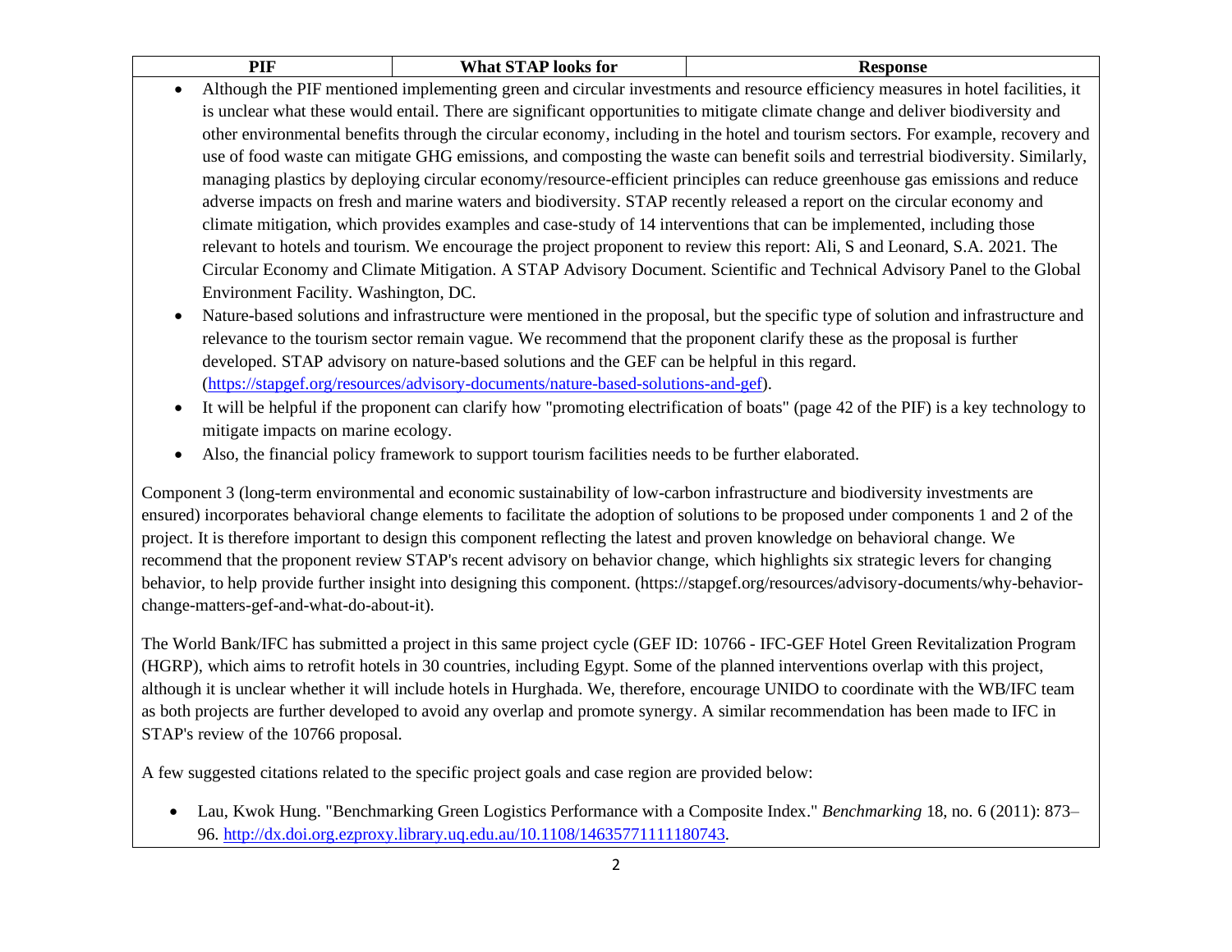| PIF | What STAP looks for | Response |
|---|---|---|

- Although the PIF mentioned implementing green and circular investments and resource efficiency measures in hotel facilities, it is unclear what these would entail. There are significant opportunities to mitigate climate change and deliver biodiversity and other environmental benefits through the circular economy, including in the hotel and tourism sectors. For example, recovery and use of food waste can mitigate GHG emissions, and composting the waste can benefit soils and terrestrial biodiversity. Similarly, managing plastics by deploying circular economy/resource-efficient principles can reduce greenhouse gas emissions and reduce adverse impacts on fresh and marine waters and biodiversity. STAP recently released a report on the circular economy and climate mitigation, which provides examples and case-study of 14 interventions that can be implemented, including those relevant to hotels and tourism. We encourage the project proponent to review this report: Ali, S and Leonard, S.A. 2021. The Circular Economy and Climate Mitigation. A STAP Advisory Document. Scientific and Technical Advisory Panel to the Global Environment Facility. Washington, DC.
- Nature-based solutions and infrastructure were mentioned in the proposal, but the specific type of solution and infrastructure and relevance to the tourism sector remain vague. We recommend that the proponent clarify these as the proposal is further developed. STAP advisory on nature-based solutions and the GEF can be helpful in this regard. ([https://stapgef.org/resources/advisory-documents/nature-based-solutions-and-gef](https://stapgef.org/resources/advisory-documents/nature-based-solutions-and-gef)).
- It will be helpful if the proponent can clarify how "promoting electrification of boats" (page 42 of the PIF) is a key technology to mitigate impacts on marine ecology.
- Also, the financial policy framework to support tourism facilities needs to be further elaborated.

Component 3 (long-term environmental and economic sustainability of low-carbon infrastructure and biodiversity investments are ensured) incorporates behavioral change elements to facilitate the adoption of solutions to be proposed under components 1 and 2 of the project. It is therefore important to design this component reflecting the latest and proven knowledge on behavioral change. We recommend that the proponent review STAP's recent advisory on behavior change, which highlights six strategic levers for changing behavior, to help provide further insight into designing this component. (https://stapgef.org/resources/advisory-documents/why-behavior-change-matters-gef-and-what-do-about-it).

The World Bank/IFC has submitted a project in this same project cycle (GEF ID: 10766 - IFC-GEF Hotel Green Revitalization Program (HGRP), which aims to retrofit hotels in 30 countries, including Egypt. Some of the planned interventions overlap with this project, although it is unclear whether it will include hotels in Hurghada. We, therefore, encourage UNIDO to coordinate with the WB/IFC team as both projects are further developed to avoid any overlap and promote synergy. A similar recommendation has been made to IFC in STAP's review of the 10766 proposal.

A few suggested citations related to the specific project goals and case region are provided below:

- Lau, Kwok Hung. "Benchmarking Green Logistics Performance with a Composite Index." *Benchmarking* 18, no. 6 (2011): 873–96. [http://dx.doi.org.ezproxy.library.uq.edu.au/10.1108/14635771111180743](http://dx.doi.org.ezproxy.library.uq.edu.au/10.1108/14635771111180743).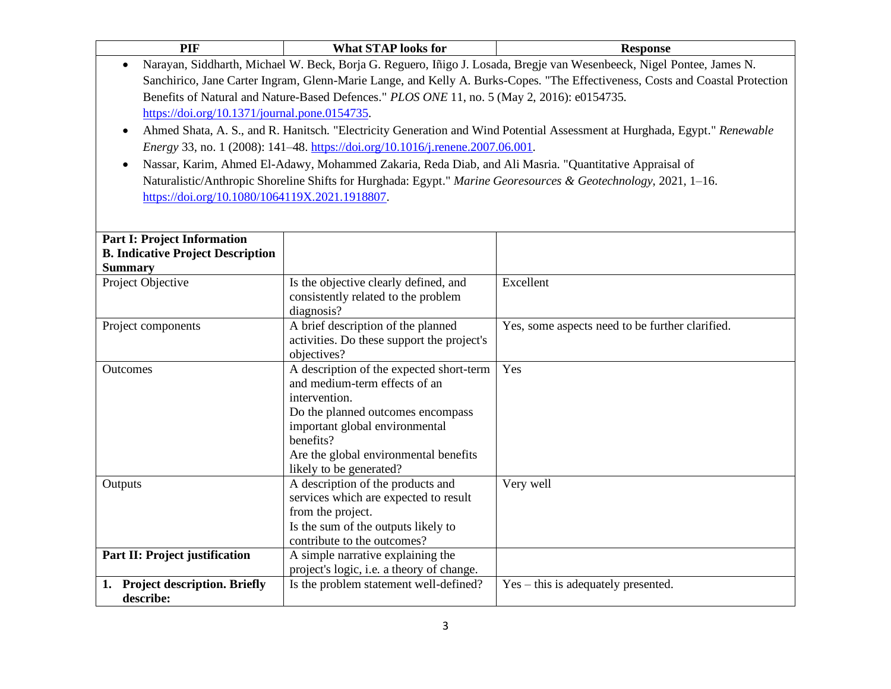| PIF | What STAP looks for | Response |
|---|---|---|
| • Narayan, Siddharth, Michael W. Beck, Borja G. Reguero, Iñigo J. Losada, Bregje van Wesenbeeck, Nigel Pontee, James N. Sanchirico, Jane Carter Ingram, Glenn-Marie Lange, and Kelly A. Burks-Copes. "The Effectiveness, Costs and Coastal Protection Benefits of Natural and Nature-Based Defences." *PLOS ONE* 11, no. 5 (May 2, 2016): e0154735. https://doi.org/10.1371/journal.pone.0154735.<br>• Ahmed Shata, A. S., and R. Hanitsch. "Electricity Generation and Wind Potential Assessment at Hurghada, Egypt." *Renewable Energy* 33, no. 1 (2008): 141–48. https://doi.org/10.1016/j.renene.2007.06.001.<br>• Nassar, Karim, Ahmed El-Adawy, Mohammed Zakaria, Reda Diab, and Ali Masria. "Quantitative Appraisal of Naturalistic/Anthropic Shoreline Shifts for Hurghada: Egypt." *Marine Georesources & Geotechnology*, 2021, 1–16. https://doi.org/10.1080/1064119X.2021.1918807. | | |
| **Part I: Project Information**<br>**B. Indicative Project Description Summary** | | |
| Project Objective | Is the objective clearly defined, and consistently related to the problem diagnosis? | Excellent |
| Project components | A brief description of the planned activities. Do these support the project's objectives? | Yes, some aspects need to be further clarified. |
| Outcomes | A description of the expected short-term and medium-term effects of an intervention.<br>Do the planned outcomes encompass important global environmental benefits?<br>Are the global environmental benefits likely to be generated? | Yes |
| Outputs | A description of the products and services which are expected to result from the project.<br>Is the sum of the outputs likely to contribute to the outcomes? | Very well |
| **Part II: Project justification** | A simple narrative explaining the project's logic, i.e. a theory of change. | |
| **1. Project description. Briefly describe:** | Is the problem statement well-defined? | Yes – this is adequately presented. |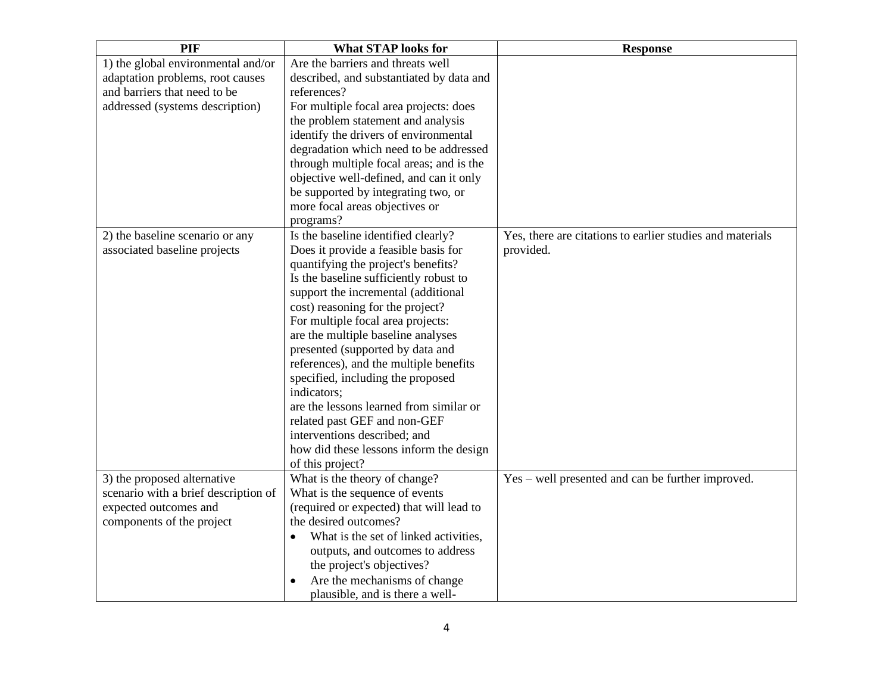| PIF | What STAP looks for | Response |
|---|---|---|
| 1) the global environmental and/or adaptation problems, root causes and barriers that need to be addressed (systems description) | Are the barriers and threats well described, and substantiated by data and references? For multiple focal area projects: does the problem statement and analysis identify the drivers of environmental degradation which need to be addressed through multiple focal areas; and is the objective well-defined, and can it only be supported by integrating two, or more focal areas objectives or programs? | |
| 2) the baseline scenario or any associated baseline projects | Is the baseline identified clearly? Does it provide a feasible basis for quantifying the project's benefits? Is the baseline sufficiently robust to support the incremental (additional cost) reasoning for the project? For multiple focal area projects: are the multiple baseline analyses presented (supported by data and references), and the multiple benefits specified, including the proposed indicators; are the lessons learned from similar or related past GEF and non-GEF interventions described; and how did these lessons inform the design of this project? | Yes, there are citations to earlier studies and materials provided. |
| 3) the proposed alternative scenario with a brief description of expected outcomes and components of the project | What is the theory of change? What is the sequence of events (required or expected) that will lead to the desired outcomes? <br>• What is the set of linked activities, outputs, and outcomes to address the project's objectives? <br>• Are the mechanisms of change plausible, and is there a well- | Yes – well presented and can be further improved. |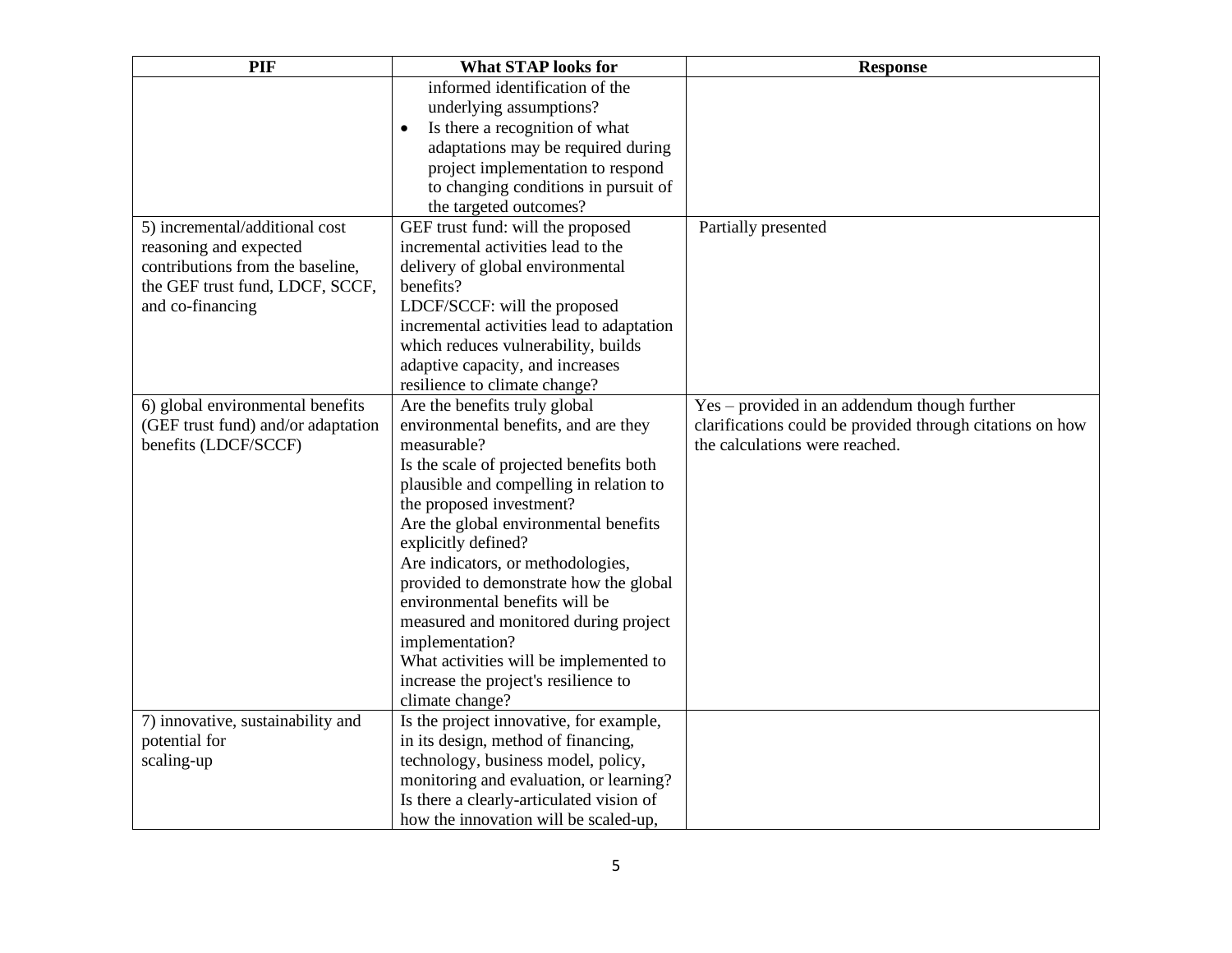| PIF | What STAP looks for | Response |
| --- | --- | --- |
| | informed identification of the underlying assumptions?<br>• Is there a recognition of what adaptations may be required during project implementation to respond to changing conditions in pursuit of the targeted outcomes? | |
| 5) incremental/additional cost reasoning and expected contributions from the baseline, the GEF trust fund, LDCF, SCCF, and co-financing | GEF trust fund: will the proposed incremental activities lead to the delivery of global environmental benefits?<br>LDCF/SCCF: will the proposed incremental activities lead to adaptation which reduces vulnerability, builds adaptive capacity, and increases resilience to climate change? | Partially presented |
| 6) global environmental benefits (GEF trust fund) and/or adaptation benefits (LDCF/SCCF) | Are the benefits truly global environmental benefits, and are they measurable?<br>Is the scale of projected benefits both plausible and compelling in relation to the proposed investment?<br>Are the global environmental benefits explicitly defined?<br>Are indicators, or methodologies, provided to demonstrate how the global environmental benefits will be measured and monitored during project implementation?<br>What activities will be implemented to increase the project's resilience to climate change? | Yes – provided in an addendum though further clarifications could be provided through citations on how the calculations were reached. |
| 7) innovative, sustainability and potential for scaling-up | Is the project innovative, for example, in its design, method of financing, technology, business model, policy, monitoring and evaluation, or learning?<br>Is there a clearly-articulated vision of how the innovation will be scaled-up, | |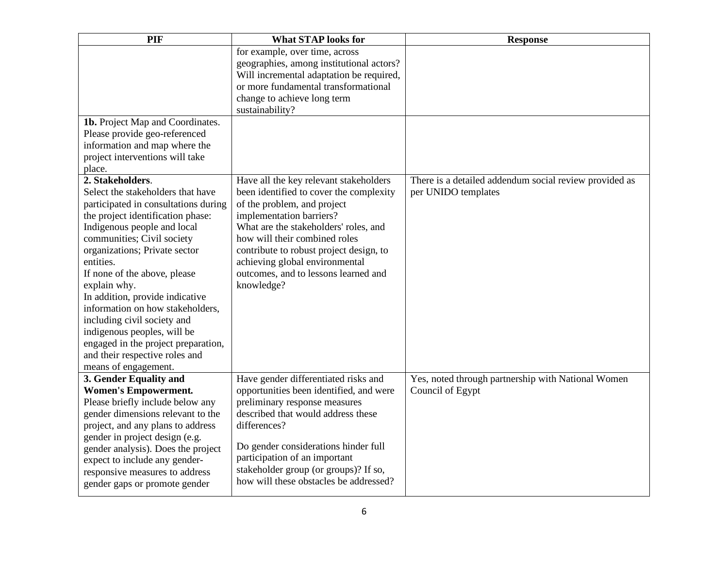| PIF | What STAP looks for | Response |
|---|---|---|
| | for example, over time, across geographies, among institutional actors? Will incremental adaptation be required, or more fundamental transformational change to achieve long term sustainability? | |
| **1b.** Project Map and Coordinates. Please provide geo-referenced information and map where the project interventions will take place. | | |
| **2. Stakeholders**. Select the stakeholders that have participated in consultations during the project identification phase: Indigenous people and local communities; Civil society organizations; Private sector entities. If none of the above, please explain why. In addition, provide indicative information on how stakeholders, including civil society and indigenous peoples, will be engaged in the project preparation, and their respective roles and means of engagement. | Have all the key relevant stakeholders been identified to cover the complexity of the problem, and project implementation barriers? What are the stakeholders' roles, and how will their combined roles contribute to robust project design, to achieving global environmental outcomes, and to lessons learned and knowledge? | There is a detailed addendum social review provided as per UNIDO templates |
| **3. Gender Equality and Women's Empowerment.** Please briefly include below any gender dimensions relevant to the project, and any plans to address gender in project design (e.g. gender analysis). Does the project expect to include any gender-responsive measures to address gender gaps or promote gender | Have gender differentiated risks and opportunities been identified, and were preliminary response measures described that would address these differences? Do gender considerations hinder full participation of an important stakeholder group (or groups)? If so, how will these obstacles be addressed? | Yes, noted through partnership with National Women Council of Egypt |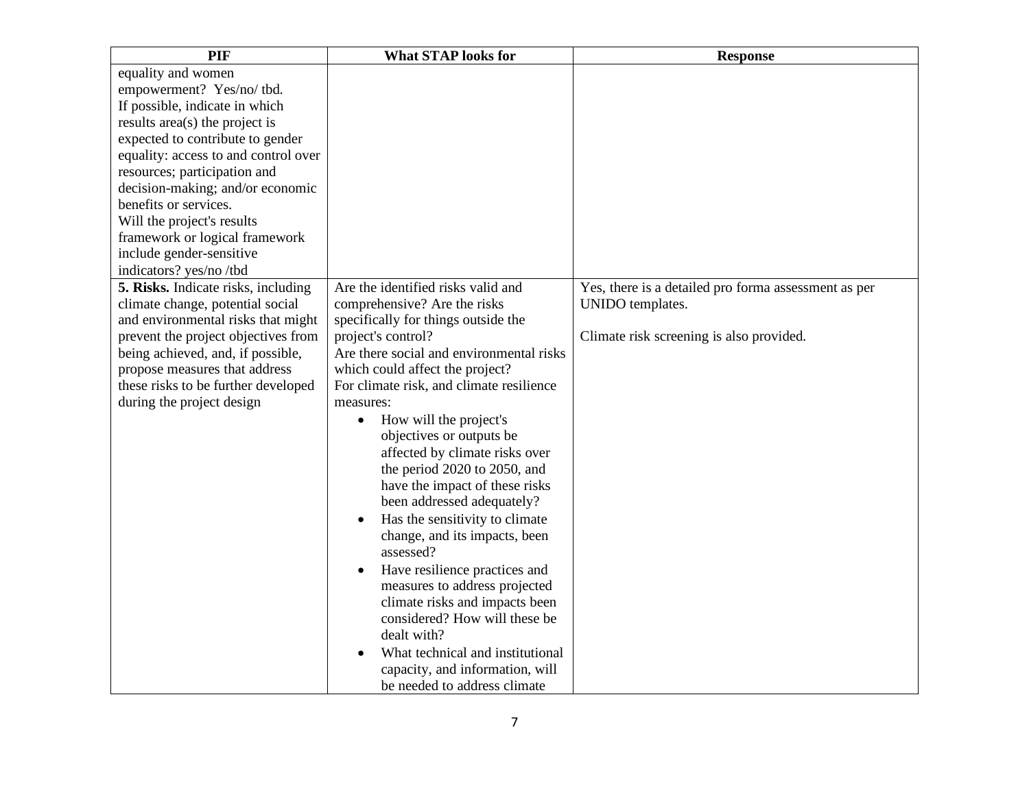| PIF | What STAP looks for | Response |
|---|---|---|
| equality and women empowerment? Yes/no/ tbd. If possible, indicate in which results area(s) the project is expected to contribute to gender equality: access to and control over resources; participation and decision-making; and/or economic benefits or services. Will the project's results framework or logical framework include gender-sensitive indicators? yes/no /tbd | | |
| **5. Risks.** Indicate risks, including climate change, potential social and environmental risks that might prevent the project objectives from being achieved, and, if possible, propose measures that address these risks to be further developed during the project design | Are the identified risks valid and comprehensive? Are the risks specifically for things outside the project's control? Are there social and environmental risks which could affect the project? For climate risk, and climate resilience measures: <br>• How will the project's objectives or outputs be affected by climate risks over the period 2020 to 2050, and have the impact of these risks been addressed adequately? <br>• Has the sensitivity to climate change, and its impacts, been assessed? <br>• Have resilience practices and measures to address projected climate risks and impacts been considered? How will these be dealt with? <br>• What technical and institutional capacity, and information, will be needed to address climate | Yes, there is a detailed pro forma assessment as per UNIDO templates. <br><br>Climate risk screening is also provided. |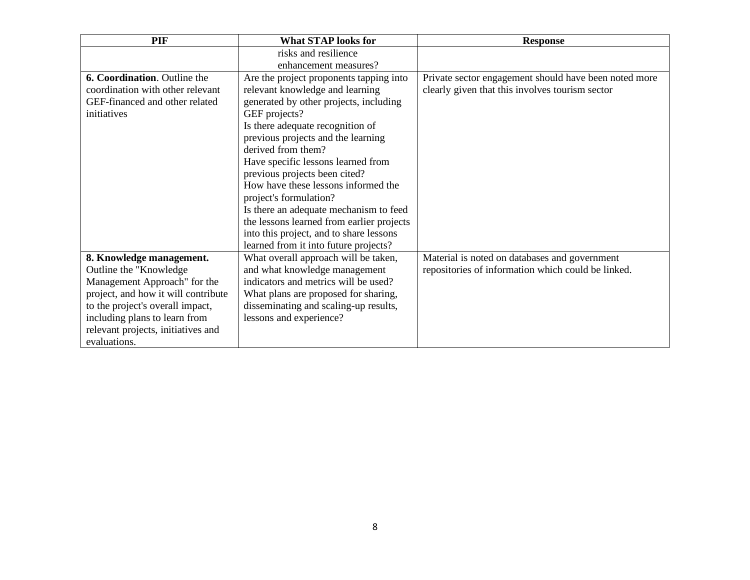| PIF | What STAP looks for | Response |
| --- | --- | --- |
| | risks and resilience enhancement measures? | |
| **6. Coordination**. Outline the coordination with other relevant GEF-financed and other related initiatives | Are the project proponents tapping into relevant knowledge and learning generated by other projects, including GEF projects? Is there adequate recognition of previous projects and the learning derived from them? Have specific lessons learned from previous projects been cited? How have these lessons informed the project's formulation? Is there an adequate mechanism to feed the lessons learned from earlier projects into this project, and to share lessons learned from it into future projects? | Private sector engagement should have been noted more clearly given that this involves tourism sector |
| **8. Knowledge management.** Outline the "Knowledge Management Approach" for the project, and how it will contribute to the project's overall impact, including plans to learn from relevant projects, initiatives and evaluations. | What overall approach will be taken, and what knowledge management indicators and metrics will be used? What plans are proposed for sharing, disseminating and scaling-up results, lessons and experience? | Material is noted on databases and government repositories of information which could be linked. |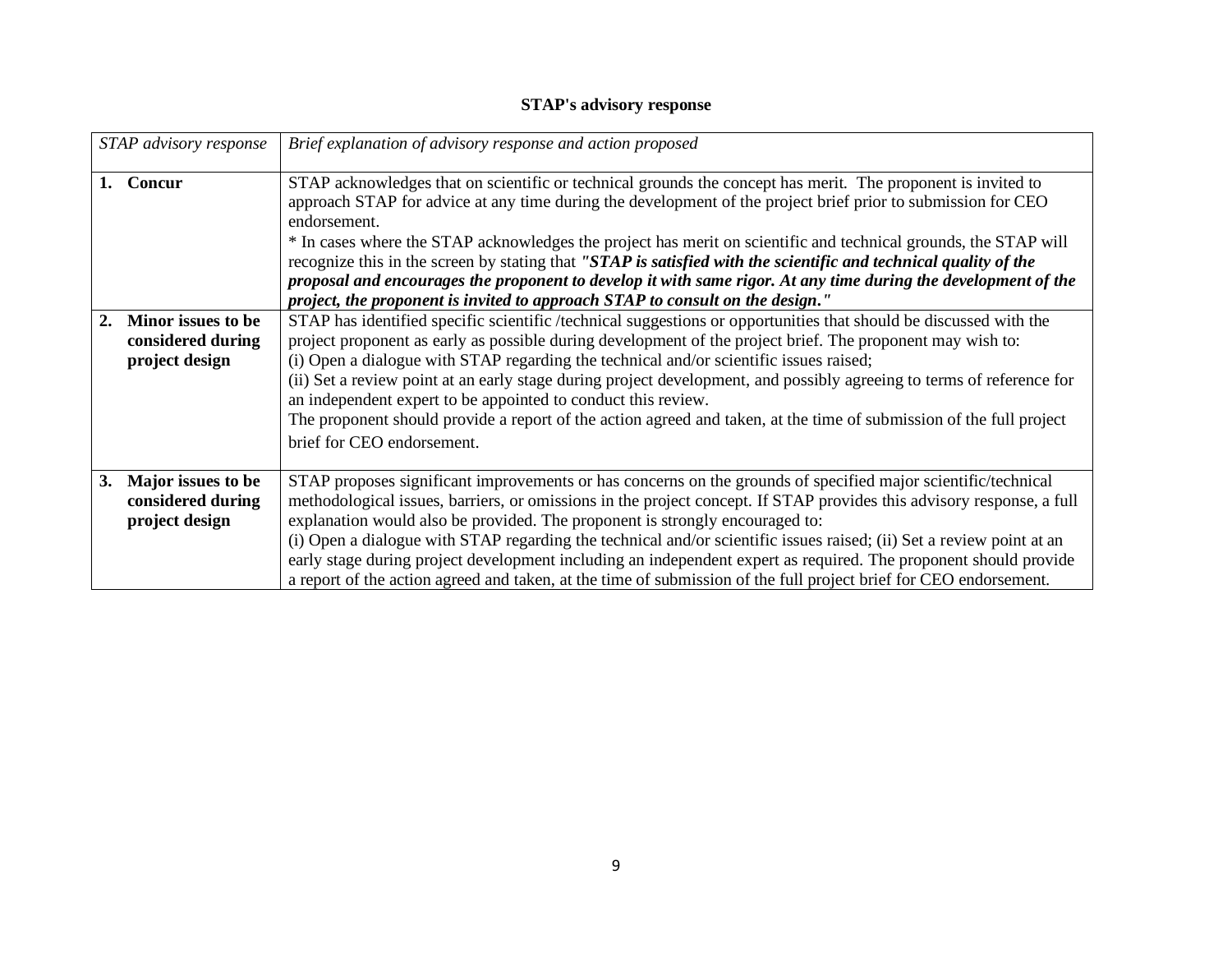**STAP's advisory response**

| *STAP advisory response* | *Brief explanation of advisory response and action proposed* |
|---|---|
| **1. Concur** | STAP acknowledges that on scientific or technical grounds the concept has merit. The proponent is invited to approach STAP for advice at any time during the development of the project brief prior to submission for CEO endorsement.<br>* In cases where the STAP acknowledges the project has merit on scientific and technical grounds, the STAP will recognize this in the screen by stating that ***"STAP is satisfied with the scientific and technical quality of the proposal and encourages the proponent to develop it with same rigor. At any time during the development of the project, the proponent is invited to approach STAP to consult on the design."*** |
| **2. Minor issues to be considered during project design** | STAP has identified specific scientific /technical suggestions or opportunities that should be discussed with the project proponent as early as possible during development of the project brief. The proponent may wish to:<br>(i) Open a dialogue with STAP regarding the technical and/or scientific issues raised;<br>(ii) Set a review point at an early stage during project development, and possibly agreeing to terms of reference for an independent expert to be appointed to conduct this review.<br>The proponent should provide a report of the action agreed and taken, at the time of submission of the full project brief for CEO endorsement. |
| **3. Major issues to be considered during project design** | STAP proposes significant improvements or has concerns on the grounds of specified major scientific/technical methodological issues, barriers, or omissions in the project concept. If STAP provides this advisory response, a full explanation would also be provided. The proponent is strongly encouraged to:<br>(i) Open a dialogue with STAP regarding the technical and/or scientific issues raised; (ii) Set a review point at an early stage during project development including an independent expert as required. The proponent should provide a report of the action agreed and taken, at the time of submission of the full project brief for CEO endorsement. |